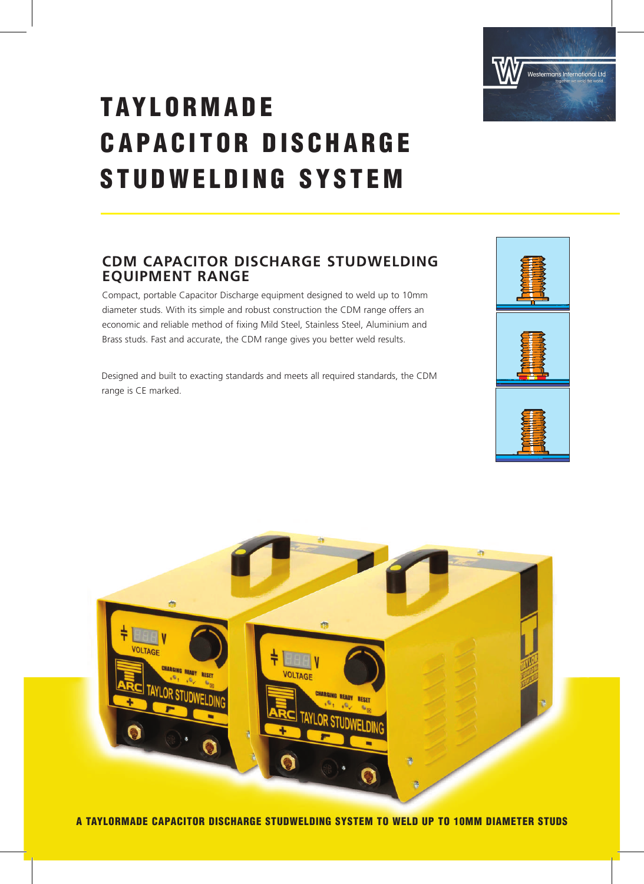# TAYLORMADE CAPACITOR DISCHARGE STUDWELDING SYSTEM

## CDM CAPACITOR DISCHARGE STUDWELDING EQUIPMENT RANGE

Compact, portable Capacitor Discharge equipment designed to weld up to 10mm diameter studs. With its simple and robust construction the CDM range offers an economic and reliable method of fixing Mild Steel, Stainless Steel, Aluminium and Brass studs. Fast and accurate, the CDM range gives you better weld results.

Designed and built to exacting standards and meets all required standards, the CDM range is CE marked.

**A TAYLORMADE CAPACITOR DISCHARGE STUDWELDING SYSTEM TO WELD UP TO 10MM DIAMETER STUDS**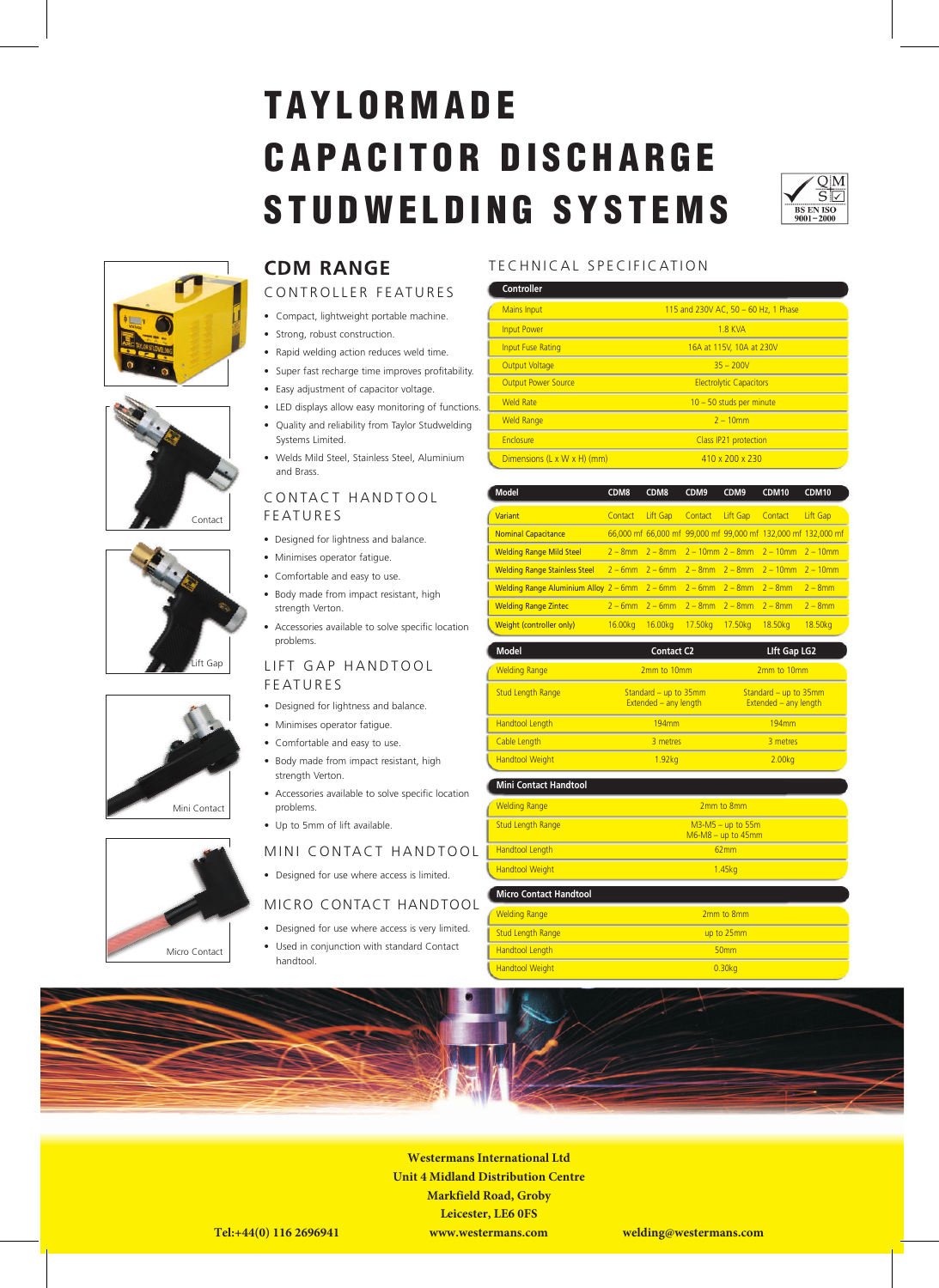# TAYLORMADE CAPACITOR DISCHARGE STUDWELDING SYSTEMS

BS EN ISO 9001-2000

Contact

Lift Gap

Mini Contact

Micro Contact

## CDM RANGE

### CONTROLLER FEATURES

- Compact, lightweight portable machine.
- Strong, robust construction.
- Rapid welding action reduces weld time.
- Super fast recharge time improves profitability.
- Easy adjustment of capacitor voltage.
- LED displays allow easy monitoring of functions.
- Quality and reliability from Taylor Studwelding Systems Limited.
- Welds Mild Steel, Stainless Steel, Aluminium and Brass.

### CONTACT HANDTOOL FEATURES

- Designed for lightness and balance.
- Minimises operator fatigue.
- Comfortable and easy to use.
- Body made from impact resistant, high strength Verton.
- Accessories available to solve specific location problems.

### LIFT GAP HANDTOOL FEATURES

- Designed for lightness and balance.
- Minimises operator fatigue.
- Comfortable and easy to use.
- Body made from impact resistant, high strength Verton.
- Accessories available to solve specific location problems.
- Up to 5mm of lift available.

### MINI CONTACT HANDTOOL

- Designed for use where access is limited.

### MICRO CONTACT HANDTOOL

- Designed for use where access is very limited.
- Used in conjunction with standard Contact handtool.

## TECHNICAL SPECIFICATION

| Controller | |
|---|---|
| Mains Input | 115 and 230V AC, 50 – 60 Hz, 1 Phase |
| Input Power | 1.8 KVA |
| Input Fuse Rating | 16A at 115V, 10A at 230V |
| Output Voltage | 35 – 200V |
| Output Power Source | Electrolytic Capacitors |
| Weld Rate | 10 – 50 studs per minute |
| Weld Range | 2 – 10mm |
| Enclosure | Class IP21 protection |
| Dimensions (L x W x H) (mm) | 410 x 200 x 230 |

| Model | CDM8 | CDM8 | CDM9 | CDM9 | CDM10 | CDM10 |
|---|---|---|---|---|---|---|
| Variant | Contact | Lift Gap | Contact | Lift Gap | Contact | Lift Gap |
| Nominal Capacitance | 66,000 mf | 66,000 mf | 99,000 mf | 99,000 mf | 132,000 mf | 132,000 mf |
| Welding Range Mild Steel | 2 – 8mm | 2 – 8mm | 2 – 10mm | 2 – 8mm | 2 – 10mm | 2 – 10mm |
| Welding Range Stainless Steel | 2 – 6mm | 2 – 6mm | 2 – 8mm | 2 – 8mm | 2 – 10mm | 2 – 10mm |
| Welding Range Aluminium Alloy | 2 – 6mm | 2 – 6mm | 2 – 6mm | 2 – 8mm | 2 – 8mm | 2 – 8mm |
| Welding Range Zintec | 2 – 6mm | 2 – 6mm | 2 – 8mm | 2 – 8mm | 2 – 8mm | 2 – 8mm |
| Weight (controller only) | 16.00kg | 16.00kg | 17.50kg | 17.50kg | 18.50kg | 18.50kg |

| Model | Contact C2 | Lift Gap LG2 |
|---|---|---|
| Welding Range | 2mm to 10mm | 2mm to 10mm |
| Stud Length Range | Standard – up to 35mm<br>Extended – any length | Standard – up to 35mm<br>Extended – any length |
| Handtool Length | 194mm | 194mm |
| Cable Length | 3 metres | 3 metres |
| Handtool Weight | 1.92kg | 2.00kg |

| Mini Contact Handtool | |
|---|---|
| Welding Range | 2mm to 8mm |
| Stud Length Range | M3-M5 – up to 55m<br>M6-M8 – up to 45mm |
| Handtool Length | 62mm |
| Handtool Weight | 1.45kg |

| Micro Contact Handtool | |
|---|---|
| Welding Range | 2mm to 8mm |
| Stud Length Range | up to 25mm |
| Handtool Length | 50mm |
| Handtool Weight | 0.30kg |

**Westermans International Ltd**
**Unit 4 Midland Distribution Centre**
**Markfield Road, Groby**
**Leicester, LE6 0FS**

**Tel:+44(0) 116 2696941** **www.westermans.com** **welding@westermans.com**